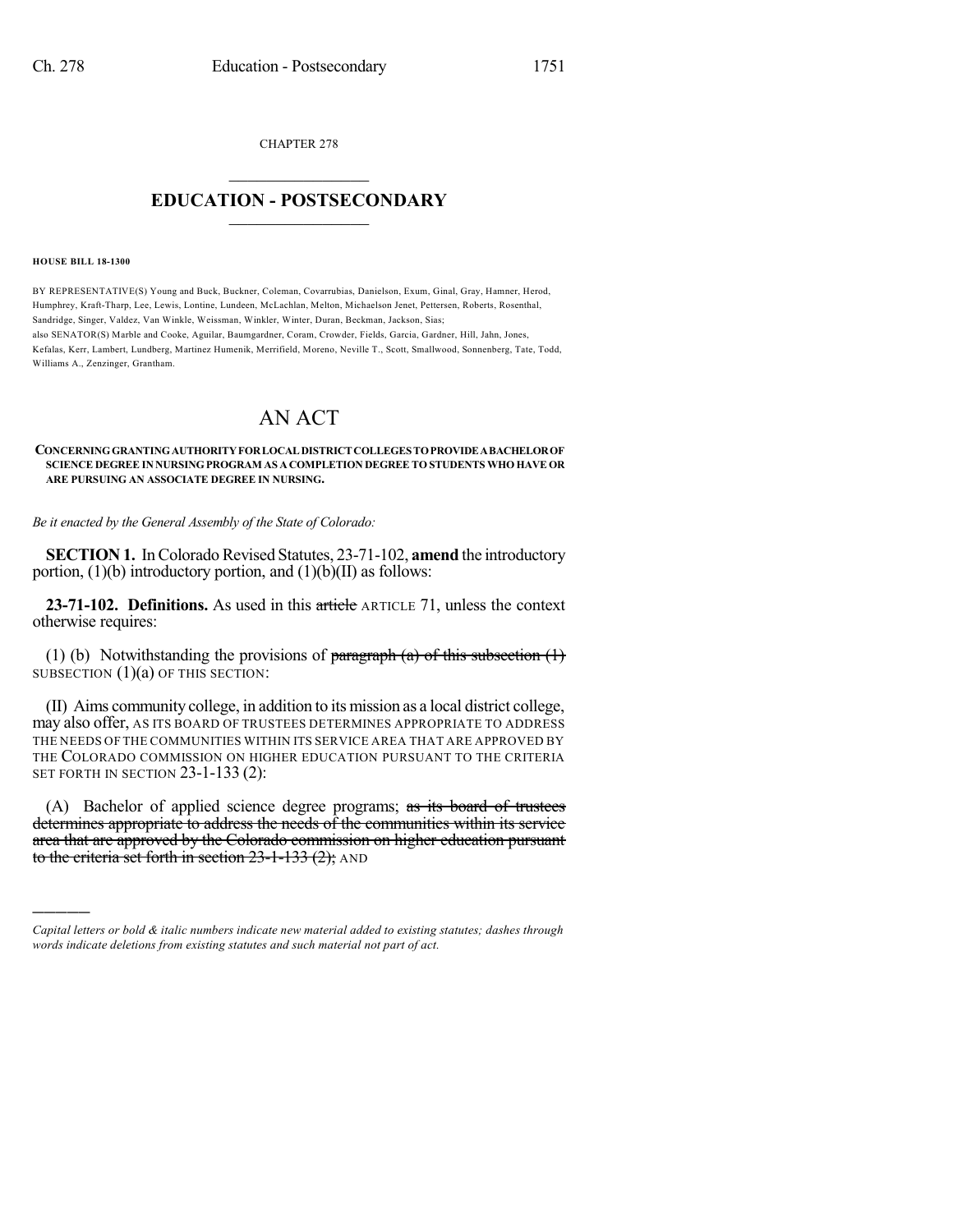CHAPTER 278

# EDUCATION - POSTSECONDARY

**HOUSE BILL 18-1300**

BY REPRESENTATIVE(S) Young and Buck, Buckner, Coleman, Covarrubias, Danielson, Exum, Ginal, Gray, Hamner, Herod, Humphrey, Kraft-Tharp, Lee, Lewis, Lontine, Lundeen, McLachlan, Melton, Michaelson Jenet, Pettersen, Roberts, Rosenthal, Sandridge, Singer, Valdez, Van Winkle, Weissman, Winkler, Winter, Duran, Beckman, Jackson, Sias;
also SENATOR(S) Marble and Cooke, Aguilar, Baumgardner, Coram, Crowder, Fields, Garcia, Gardner, Hill, Jahn, Jones, Kefalas, Kerr, Lambert, Lundberg, Martinez Humenik, Merrifield, Moreno, Neville T., Scott, Smallwood, Sonnenberg, Tate, Todd, Williams A., Zenzinger, Grantham.

# AN ACT

**CONCERNING GRANTING AUTHORITY FOR LOCAL DISTRICT COLLEGES TO PROVIDE A BACHELOR OF SCIENCE DEGREE IN NURSING PROGRAM AS A COMPLETION DEGREE TO STUDENTS WHO HAVE OR ARE PURSUING AN ASSOCIATE DEGREE IN NURSING.**

*Be it enacted by the General Assembly of the State of Colorado:*

**SECTION 1.** In Colorado Revised Statutes, 23-71-102, **amend** the introductory portion, (1)(b) introductory portion, and (1)(b)(II) as follows:

**23-71-102. Definitions.** As used in this ~~article~~ ARTICLE 71, unless the context otherwise requires:

(1) (b) Notwithstanding the provisions of ~~paragraph (a) of this subsection (1)~~ SUBSECTION (1)(a) OF THIS SECTION:

(II) Aims community college, in addition to its mission as a local district college, may also offer, AS ITS BOARD OF TRUSTEES DETERMINES APPROPRIATE TO ADDRESS THE NEEDS OF THE COMMUNITIES WITHIN ITS SERVICE AREA THAT ARE APPROVED BY THE COLORADO COMMISSION ON HIGHER EDUCATION PURSUANT TO THE CRITERIA SET FORTH IN SECTION 23-1-133 (2):

(A) Bachelor of applied science degree programs; ~~as its board of trustees determines appropriate to address the needs of the communities within its service area that are approved by the Colorado commission on higher education pursuant to the criteria set forth in section 23-1-133 (2);~~ AND

---

*Capital letters or bold & italic numbers indicate new material added to existing statutes; dashes through words indicate deletions from existing statutes and such material not part of act.*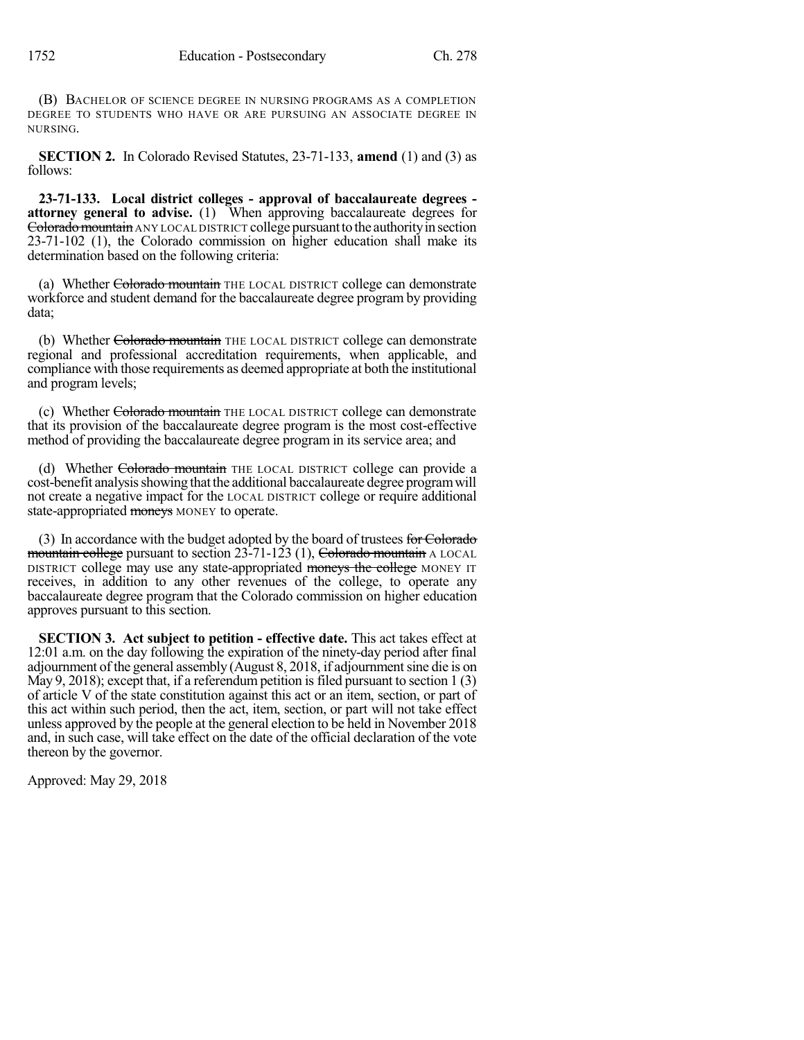(B) BACHELOR OF SCIENCE DEGREE IN NURSING PROGRAMS AS A COMPLETION DEGREE TO STUDENTS WHO HAVE OR ARE PURSUING AN ASSOCIATE DEGREE IN NURSING.

**SECTION 2.** In Colorado Revised Statutes, 23-71-133, **amend** (1) and (3) as follows:

**23-71-133. Local district colleges - approval of baccalaureate degrees - attorney general to advise.** (1) When approving baccalaureate degrees for ~~Colorado mountain~~ ANY LOCAL DISTRICT college pursuant to the authority in section 23-71-102 (1), the Colorado commission on higher education shall make its determination based on the following criteria:

(a) Whether ~~Colorado mountain~~ THE LOCAL DISTRICT college can demonstrate workforce and student demand for the baccalaureate degree program by providing data;

(b) Whether ~~Colorado mountain~~ THE LOCAL DISTRICT college can demonstrate regional and professional accreditation requirements, when applicable, and compliance with those requirements as deemed appropriate at both the institutional and program levels;

(c) Whether ~~Colorado mountain~~ THE LOCAL DISTRICT college can demonstrate that its provision of the baccalaureate degree program is the most cost-effective method of providing the baccalaureate degree program in its service area; and

(d) Whether ~~Colorado mountain~~ THE LOCAL DISTRICT college can provide a cost-benefit analysis showing that the additional baccalaureate degree program will not create a negative impact for the LOCAL DISTRICT college or require additional state-appropriated ~~moneys~~ MONEY to operate.

(3) In accordance with the budget adopted by the board of trustees ~~for Colorado mountain college~~ pursuant to section 23-71-123 (1), ~~Colorado mountain~~ A LOCAL DISTRICT college may use any state-appropriated ~~moneys the college~~ MONEY IT receives, in addition to any other revenues of the college, to operate any baccalaureate degree program that the Colorado commission on higher education approves pursuant to this section.

**SECTION 3. Act subject to petition - effective date.** This act takes effect at 12:01 a.m. on the day following the expiration of the ninety-day period after final adjournment of the general assembly (August 8, 2018, if adjournment sine die is on May 9, 2018); except that, if a referendum petition is filed pursuant to section 1 (3) of article V of the state constitution against this act or an item, section, or part of this act within such period, then the act, item, section, or part will not take effect unless approved by the people at the general election to be held in November 2018 and, in such case, will take effect on the date of the official declaration of the vote thereon by the governor.

Approved: May 29, 2018